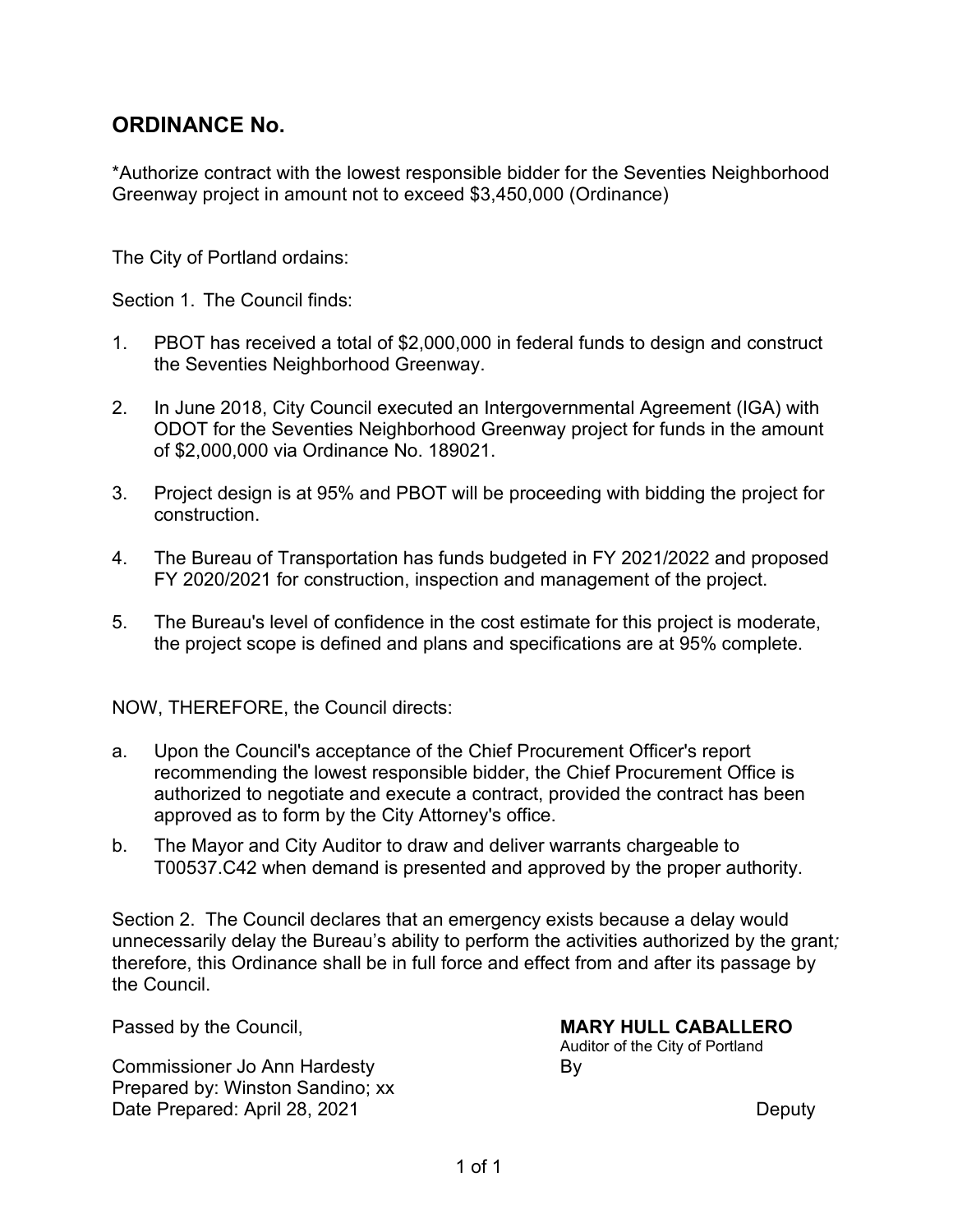## ORDINANCE No.

*Authorize contract with the lowest responsible bidder for the Seventies Neighborhood Greenway project in amount not to exceed $3,450,000 (Ordinance)

The City of Portland ordains:

Section 1. The Council finds:

1. PBOT has received a total of $2,000,000 in federal funds to design and construct the Seventies Neighborhood Greenway.

2. In June 2018, City Council executed an Intergovernmental Agreement (IGA) with ODOT for the Seventies Neighborhood Greenway project for funds in the amount of $2,000,000 via Ordinance No. 189021.

3. Project design is at 95% and PBOT will be proceeding with bidding the project for construction.

4. The Bureau of Transportation has funds budgeted in FY 2021/2022 and proposed FY 2020/2021 for construction, inspection and management of the project.

5. The Bureau's level of confidence in the cost estimate for this project is moderate, the project scope is defined and plans and specifications are at 95% complete.

NOW, THEREFORE, the Council directs:

a. Upon the Council's acceptance of the Chief Procurement Officer's report recommending the lowest responsible bidder, the Chief Procurement Office is authorized to negotiate and execute a contract, provided the contract has been approved as to form by the City Attorney's office.

b. The Mayor and City Auditor to draw and deliver warrants chargeable to T00537.C42 when demand is presented and approved by the proper authority.

Section 2. The Council declares that an emergency exists because a delay would unnecessarily delay the Bureau's ability to perform the activities authorized by the grant*;* therefore, this Ordinance shall be in full force and effect from and after its passage by the Council.

Passed by the Council,

**MARY HULL CABALLERO**
Auditor of the City of Portland
By

Deputy

Commissioner Jo Ann Hardesty
Prepared by: Winston Sandino; xx
Date Prepared: April 28, 2021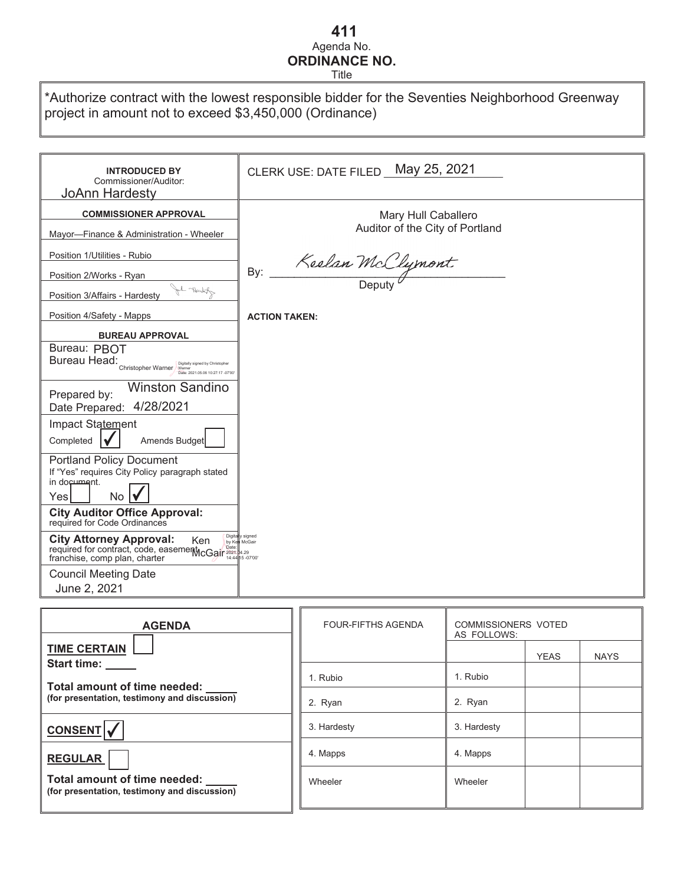# 411

Agenda No.

**ORDINANCE NO.**

Title

*Authorize contract with the lowest responsible bidder for the Seventies Neighborhood Greenway project in amount not to exceed $3,450,000 (Ordinance)

| **INTRODUCED BY** Commissioner/Auditor: JoAnn Hardesty | CLERK USE: DATE FILED May 25, 2021 |
|---|---|
| **COMMISSIONER APPROVAL** | Mary Hull Caballero<br>Auditor of the City of Portland |
| Mayor—Finance & Administration - Wheeler | |
| Position 1/Utilities - Rubio | By: Keelan McClymont<br>Deputy |
| Position 2/Works - Ryan | |
| Position 3/Affairs - Hardesty | |
| Position 4/Safety - Mapps | **ACTION TAKEN:** |
| **BUREAU APPROVAL** | |
| Bureau: PBOT<br>Bureau Head: Christopher Warner (Digitally signed by Christopher Warner Date: 2021.05.06 10:27:17 -07'00') | |
| Prepared by: Winston Sandino<br>Date Prepared: 4/28/2021 | |
| Impact Statement<br>Completed ☑ Amends Budget ☐ | |
| Portland Policy Document<br>If "Yes" requires City Policy paragraph stated in document.<br>Yes ☐ No ☑ | |
| **City Auditor Office Approval:** required for Code Ordinances | |
| **City Attorney Approval:** required for contract, code, easement, franchise, comp plan, charter — Ken McGair (Digitally signed by Ken McGair Date: 2021.04.29 14:44:15 -07'00') | |
| Council Meeting Date<br>June 2, 2021 | |

| **AGENDA** |
|---|
| **TIME CERTAIN** ☐<br>**Start time:** ____<br>**Total amount of time needed:** ____<br>**(for presentation, testimony and discussion)** |
| **CONSENT** ☑ |
| **REGULAR** ☐<br>**Total amount of time needed:** ____<br>**(for presentation, testimony and discussion)** |

| FOUR-FIFTHS AGENDA | COMMISSIONERS VOTED AS FOLLOWS: | | |
|---|---|---|---|
| | | YEAS | NAYS |
| 1. Rubio | 1. Rubio | | |
| 2. Ryan | 2. Ryan | | |
| 3. Hardesty | 3. Hardesty | | |
| 4. Mapps | 4. Mapps | | |
| Wheeler | Wheeler | | |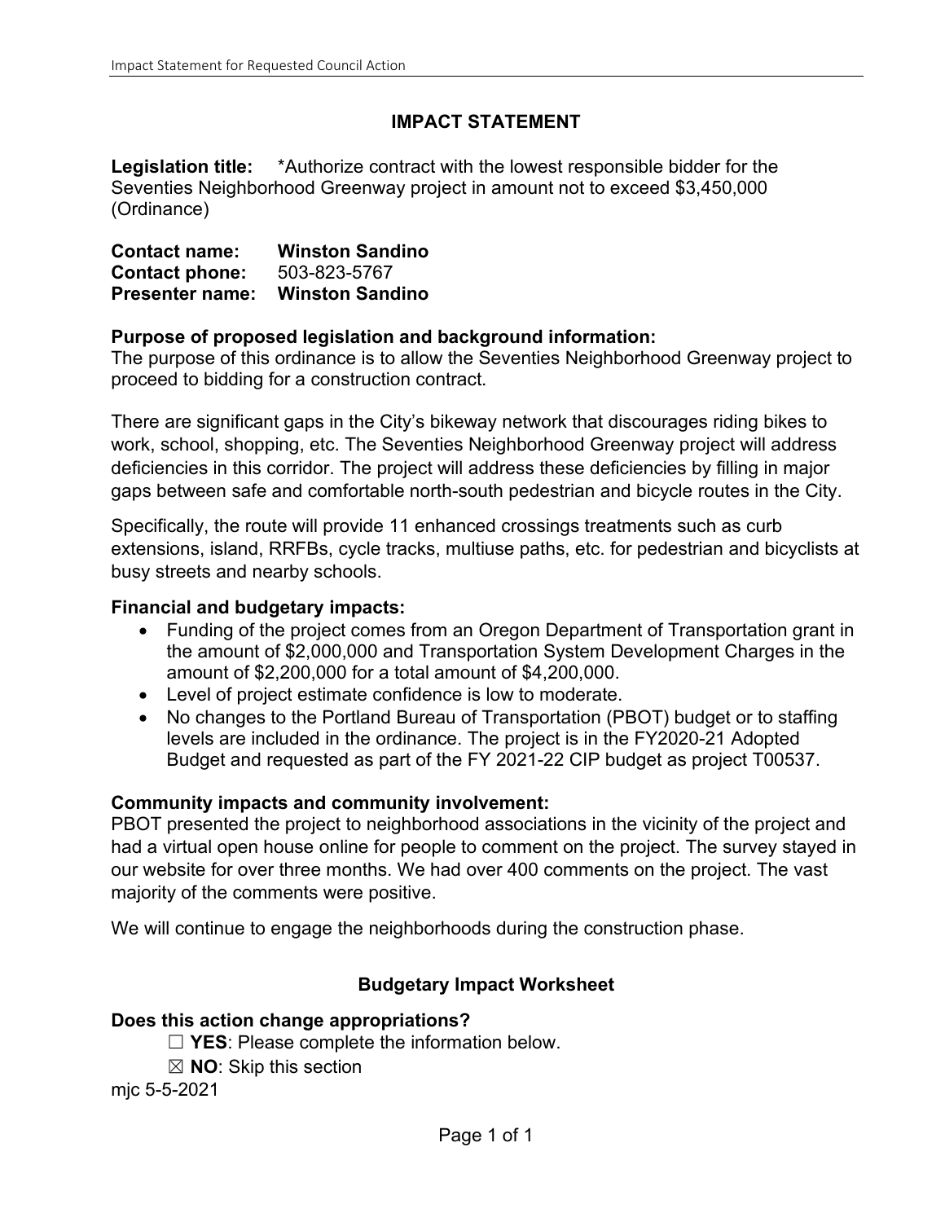# IMPACT STATEMENT

**Legislation title:** *Authorize contract with the lowest responsible bidder for the Seventies Neighborhood Greenway project in amount not to exceed $3,450,000 (Ordinance)

**Contact name:** **Winston Sandino**
**Contact phone:** 503-823-5767
**Presenter name:** **Winston Sandino**

**Purpose of proposed legislation and background information:**
The purpose of this ordinance is to allow the Seventies Neighborhood Greenway project to proceed to bidding for a construction contract.

There are significant gaps in the City's bikeway network that discourages riding bikes to work, school, shopping, etc. The Seventies Neighborhood Greenway project will address deficiencies in this corridor. The project will address these deficiencies by filling in major gaps between safe and comfortable north-south pedestrian and bicycle routes in the City.

Specifically, the route will provide 11 enhanced crossings treatments such as curb extensions, island, RRFBs, cycle tracks, multiuse paths, etc. for pedestrian and bicyclists at busy streets and nearby schools.

**Financial and budgetary impacts:**

- Funding of the project comes from an Oregon Department of Transportation grant in the amount of $2,000,000 and Transportation System Development Charges in the amount of $2,200,000 for a total amount of $4,200,000.
- Level of project estimate confidence is low to moderate.
- No changes to the Portland Bureau of Transportation (PBOT) budget or to staffing levels are included in the ordinance. The project is in the FY2020-21 Adopted Budget and requested as part of the FY 2021-22 CIP budget as project T00537.

**Community impacts and community involvement:**
PBOT presented the project to neighborhood associations in the vicinity of the project and had a virtual open house online for people to comment on the project. The survey stayed in our website for over three months. We had over 400 comments on the project. The vast majority of the comments were positive.

We will continue to engage the neighborhoods during the construction phase.

## Budgetary Impact Worksheet

**Does this action change appropriations?**

☐ **YES**: Please complete the information below.
☒ **NO**: Skip this section

mjc 5-5-2021